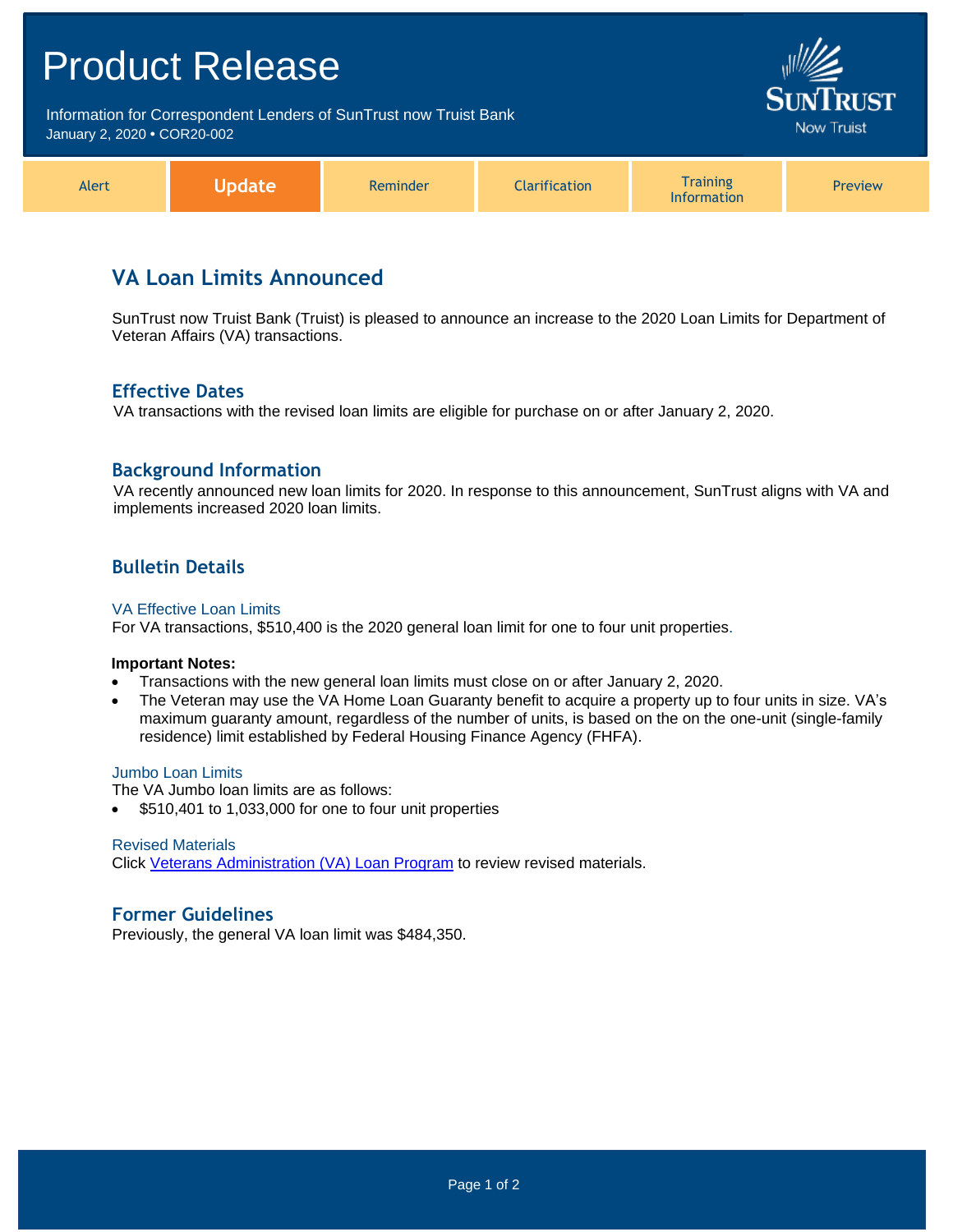# Product Release

Information for Correspondent Lenders of SunTrust now Truist Bank
January 2, 2020 • COR20-002

| Alert | **Update** | Reminder | Clarification | Training Information | Preview |
|---|---|---|---|---|---|

## VA Loan Limits Announced

SunTrust now Truist Bank (Truist) is pleased to announce an increase to the 2020 Loan Limits for Department of Veteran Affairs (VA) transactions.

### Effective Dates

VA transactions with the revised loan limits are eligible for purchase on or after January 2, 2020.

### Background Information

VA recently announced new loan limits for 2020. In response to this announcement, SunTrust aligns with VA and implements increased 2020 loan limits.

### Bulletin Details

#### VA Effective Loan Limits

For VA transactions, $510,400 is the 2020 general loan limit for one to four unit properties.

**Important Notes:**

- Transactions with the new general loan limits must close on or after January 2, 2020.
- The Veteran may use the VA Home Loan Guaranty benefit to acquire a property up to four units in size. VA's maximum guaranty amount, regardless of the number of units, is based on the on the one-unit (single-family residence) limit established by Federal Housing Finance Agency (FHFA).

#### Jumbo Loan Limits

The VA Jumbo loan limits are as follows:

- $510,401 to 1,033,000 for one to four unit properties

#### Revised Materials

Click Veterans Administration (VA) Loan Program to review revised materials.

### Former Guidelines

Previously, the general VA loan limit was $484,350.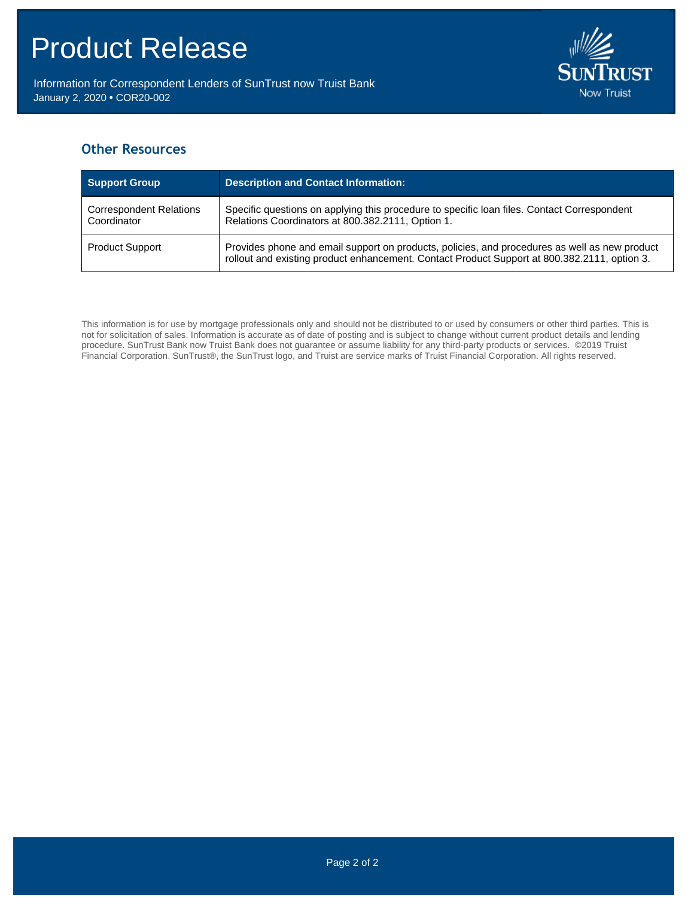# Product Release

Information for Correspondent Lenders of SunTrust now Truist Bank
January 2, 2020 • COR20-002

## Other Resources

| Support Group | Description and Contact Information: |
|---|---|
| Correspondent Relations Coordinator | Specific questions on applying this procedure to specific loan files. Contact Correspondent Relations Coordinators at 800.382.2111, Option 1. |
| Product Support | Provides phone and email support on products, policies, and procedures as well as new product rollout and existing product enhancement. Contact Product Support at 800.382.2111, option 3. |

This information is for use by mortgage professionals only and should not be distributed to or used by consumers or other third parties. This is not for solicitation of sales. Information is accurate as of date of posting and is subject to change without current product details and lending procedure. SunTrust Bank now Truist Bank does not guarantee or assume liability for any third-party products or services. ©2019 Truist Financial Corporation. SunTrust®, the SunTrust logo, and Truist are service marks of Truist Financial Corporation. All rights reserved.